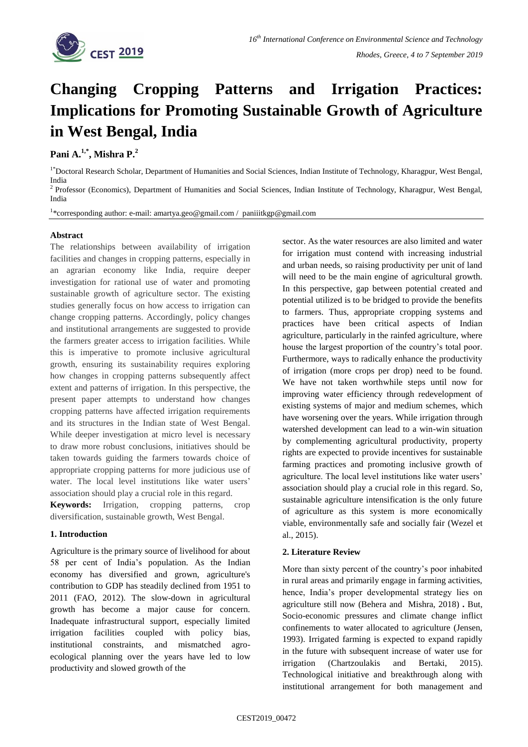# Changing Cropping Patterns and Irrigation Practices: Implications for Promoting Sustainable Growth of Agriculture in West Bengal, India

**Pani A.[1,*], Mishra P.[2]**

[1*]Doctoral Research Scholar, Department of Humanities and Social Sciences, Indian Institute of Technology, Kharagpur, West Bengal, India

[2] Professor (Economics), Department of Humanities and Social Sciences, Indian Institute of Technology, Kharagpur, West Bengal, India

[1]*corresponding author: e-mail: amartya.geo@gmail.com / paniiitkgp@gmail.com

#### Abstract

The relationships between availability of irrigation facilities and changes in cropping patterns, especially in an agrarian economy like India, require deeper investigation for rational use of water and promoting sustainable growth of agriculture sector. The existing studies generally focus on how access to irrigation can change cropping patterns. Accordingly, policy changes and institutional arrangements are suggested to provide the farmers greater access to irrigation facilities. While this is imperative to promote inclusive agricultural growth, ensuring its sustainability requires exploring how changes in cropping patterns subsequently affect extent and patterns of irrigation. In this perspective, the present paper attempts to understand how changes cropping patterns have affected irrigation requirements and its structures in the Indian state of West Bengal. While deeper investigation at micro level is necessary to draw more robust conclusions, initiatives should be taken towards guiding the farmers towards choice of appropriate cropping patterns for more judicious use of water. The local level institutions like water users' association should play a crucial role in this regard.

**Keywords:** Irrigation, cropping patterns, crop diversification, sustainable growth, West Bengal.

#### 1. Introduction

Agriculture is the primary source of livelihood for about 58 per cent of India's population. As the Indian economy has diversified and grown, agriculture's contribution to GDP has steadily declined from 1951 to 2011 (FAO, 2012). The slow-down in agricultural growth has become a major cause for concern. Inadequate infrastructural support, especially limited irrigation facilities coupled with policy bias, institutional constraints, and mismatched agro-ecological planning over the years have led to low productivity and slowed growth of the sector. As the water resources are also limited and water for irrigation must contend with increasing industrial and urban needs, so raising productivity per unit of land will need to be the main engine of agricultural growth. In this perspective, gap between potential created and potential utilized is to be bridged to provide the benefits to farmers. Thus, appropriate cropping systems and practices have been critical aspects of Indian agriculture, particularly in the rainfed agriculture, where house the largest proportion of the country's total poor. Furthermore, ways to radically enhance the productivity of irrigation (more crops per drop) need to be found. We have not taken worthwhile steps until now for improving water efficiency through redevelopment of existing systems of major and medium schemes, which have worsening over the years. While irrigation through watershed development can lead to a win-win situation by complementing agricultural productivity, property rights are expected to provide incentives for sustainable farming practices and promoting inclusive growth of agriculture. The local level institutions like water users' association should play a crucial role in this regard. So, sustainable agriculture intensification is the only future of agriculture as this system is more economically viable, environmentally safe and socially fair (Wezel et al., 2015).

#### 2. Literature Review

More than sixty percent of the country's poor inhabited in rural areas and primarily engage in farming activities, hence, India's proper developmental strategy lies on agriculture still now (Behera and Mishra, 2018) . But, Socio-economic pressures and climate change inflict confinements to water allocated to agriculture (Jensen, 1993). Irrigated farming is expected to expand rapidly in the future with subsequent increase of water use for irrigation (Chartzoulakis and Bertaki, 2015). Technological initiative and breakthrough along with institutional arrangement for both management and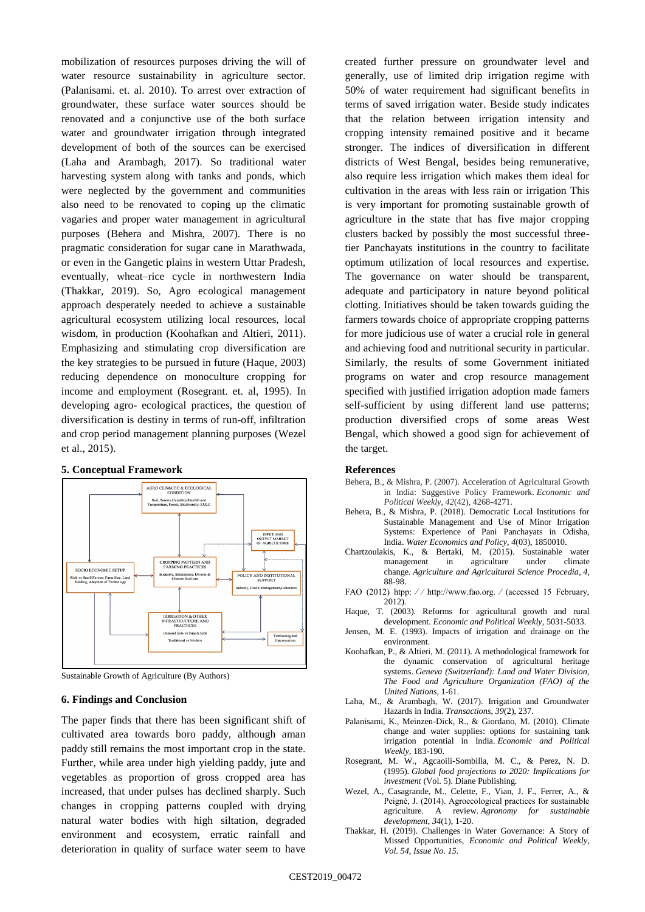mobilization of resources purposes driving the will of water resource sustainability in agriculture sector. (Palanisami. et. al. 2010). To arrest over extraction of groundwater, these surface water sources should be renovated and a conjunctive use of the both surface water and groundwater irrigation through integrated development of both of the sources can be exercised (Laha and Arambagh, 2017). So traditional water harvesting system along with tanks and ponds, which were neglected by the government and communities also need to be renovated to coping up the climatic vagaries and proper water management in agricultural purposes (Behera and Mishra, 2007). There is no pragmatic consideration for sugar cane in Marathwada, or even in the Gangetic plains in western Uttar Pradesh, eventually, wheat–rice cycle in northwestern India (Thakkar, 2019). So, Agro ecological management approach desperately needed to achieve a sustainable agricultural ecosystem utilizing local resources, local wisdom, in production (Koohafkan and Altieri, 2011). Emphasizing and stimulating crop diversification are the key strategies to be pursued in future (Haque, 2003) reducing dependence on monoculture cropping for income and employment (Rosegrant. et. al, 1995). In developing agro- ecological practices, the question of diversification is destiny in terms of run-off, infiltration and crop period management planning purposes (Wezel et al., 2015).

## 5. Conceptual Framework

AGRO CLIMATIC & ECOLOGICAL CONDITION
Soil, Terrain, Humidity, Rainfall and Temperature, Forest, Biodiversity, LULC

INPUT AND OUTPUT MARKET OF AGRICULTURE

SOCIO ECONOMIC SETUP
Rich vs Small Farmer, Farm Size, Land Holding, Adoption of Technology

CROPPING PATTERN AND FARMING PRACTICES
Intensive, Subsistence, Diverse & Climate Resilient

POLICY AND INSTITUTIONAL SUPPORT
Subsidy, Credit, Management, Cohesion

IRRIGATION & OTHER INFRASTRUCTURE AND PRACTICES
Demand Side vs Supply Side
Traditional vs Modern

Technological Intervention

Sustainable Growth of Agriculture (By Authors)

## 6. Findings and Conclusion

The paper finds that there has been significant shift of cultivated area towards boro paddy, although aman paddy still remains the most important crop in the state. Further, while area under high yielding paddy, jute and vegetables as proportion of gross cropped area has increased, that under pulses has declined sharply. Such changes in cropping patterns coupled with drying natural water bodies with high siltation, degraded environment and ecosystem, erratic rainfall and deterioration in quality of surface water seem to have created further pressure on groundwater level and generally, use of limited drip irrigation regime with 50% of water requirement had significant benefits in terms of saved irrigation water. Beside study indicates that the relation between irrigation intensity and cropping intensity remained positive and it became stronger. The indices of diversification in different districts of West Bengal, besides being remunerative, also require less irrigation which makes them ideal for cultivation in the areas with less rain or irrigation This is very important for promoting sustainable growth of agriculture in the state that has five major cropping clusters backed by possibly the most successful three-tier Panchayats institutions in the country to facilitate optimum utilization of local resources and expertise. The governance on water should be transparent, adequate and participatory in nature beyond political clotting. Initiatives should be taken towards guiding the farmers towards choice of appropriate cropping patterns for more judicious use of water a crucial role in general and achieving food and nutritional security in particular. Similarly, the results of some Government initiated programs on water and crop resource management specified with justified irrigation adoption made famers self-sufficient by using different land use patterns; production diversified crops of some areas West Bengal, which showed a good sign for achievement of the target.

## References

Behera, B., & Mishra, P. (2007). Acceleration of Agricultural Growth in India: Suggestive Policy Framework. *Economic and Political Weekly*, *42*(42), 4268-4271.

Behera, B., & Mishra, P. (2018). Democratic Local Institutions for Sustainable Management and Use of Minor Irrigation Systems: Experience of Pani Panchayats in Odisha, India. *Water Economics and Policy*, *4*(03), 1850010.

Chartzoulakis, K., & Bertaki, M. (2015). Sustainable water management in agriculture under climate change. *Agriculture and Agricultural Science Procedia*, *4*, 88-98.

FAO (2012) htpp: / / http://www.fao.org. / (accessed 15 February, 2012).

Haque, T. (2003). Reforms for agricultural growth and rural development. *Economic and Political Weekly*, 5031-5033.

Jensen, M. E. (1993). Impacts of irrigation and drainage on the environment.

Koohafkan, P., & Altieri, M. (2011). A methodological framework for the dynamic conservation of agricultural heritage systems. *Geneva (Switzerland): Land and Water Division, The Food and Agriculture Organization (FAO) of the United Nations*, 1-61.

Laha, M., & Arambagh, W. (2017). Irrigation and Groundwater Hazards in India. *Transactions*, *39*(2), 237.

Palanisami, K., Meinzen-Dick, R., & Giordano, M. (2010). Climate change and water supplies: options for sustaining tank irrigation potential in India. *Economic and Political Weekly*, 183-190.

Rosegrant, M. W., Agcaoili-Sombilla, M. C., & Perez, N. D. (1995). *Global food projections to 2020: Implications for investment* (Vol. 5). Diane Publishing.

Wezel, A., Casagrande, M., Celette, F., Vian, J. F., Ferrer, A., & Peigné, J. (2014). Agroecological practices for sustainable agriculture. A review. *Agronomy for sustainable development*, *34*(1), 1-20.

Thakkar, H. (2019). Challenges in Water Governance: A Story of Missed Opportunities, *Economic and Political Weekly*, *Vol. 54, Issue No. 15*.